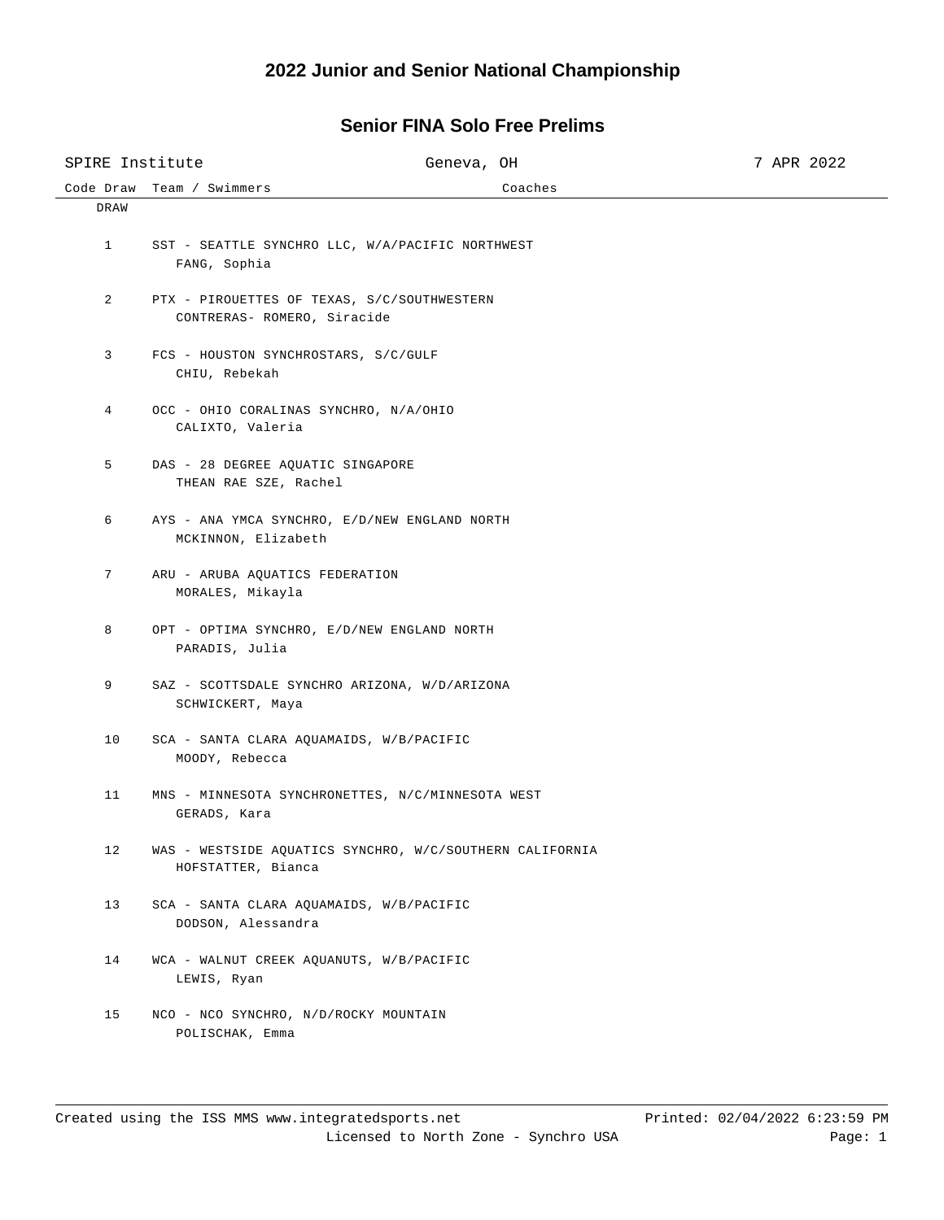# 2022 Junior and Senior National Championship

## Senior FINA Solo Free Prelims

SPIRE Institute | Geneva, OH | 7 APR 2022

| Code Draw | Team / Swimmers | Coaches |
|---|---|---|
| DRAW | | |
| 1 | SST - SEATTLE SYNCHRO LLC, W/A/PACIFIC NORTHWEST<br>FANG, Sophia | |
| 2 | PTX - PIROUETTES OF TEXAS, S/C/SOUTHWESTERN<br>CONTRERAS- ROMERO, Siracide | |
| 3 | FCS - HOUSTON SYNCHROSTARS, S/C/GULF<br>CHIU, Rebekah | |
| 4 | OCC - OHIO CORALINAS SYNCHRO, N/A/OHIO<br>CALIXTO, Valeria | |
| 5 | DAS - 28 DEGREE AQUATIC SINGAPORE<br>THEAN RAE SZE, Rachel | |
| 6 | AYS - ANA YMCA SYNCHRO, E/D/NEW ENGLAND NORTH<br>MCKINNON, Elizabeth | |
| 7 | ARU - ARUBA AQUATICS FEDERATION<br>MORALES, Mikayla | |
| 8 | OPT - OPTIMA SYNCHRO, E/D/NEW ENGLAND NORTH<br>PARADIS, Julia | |
| 9 | SAZ - SCOTTSDALE SYNCHRO ARIZONA, W/D/ARIZONA<br>SCHWICKERT, Maya | |
| 10 | SCA - SANTA CLARA AQUAMAIDS, W/B/PACIFIC<br>MOODY, Rebecca | |
| 11 | MNS - MINNESOTA SYNCHRONETTES, N/C/MINNESOTA WEST<br>GERADS, Kara | |
| 12 | WAS - WESTSIDE AQUATICS SYNCHRO, W/C/SOUTHERN CALIFORNIA<br>HOFSTATTER, Bianca | |
| 13 | SCA - SANTA CLARA AQUAMAIDS, W/B/PACIFIC<br>DODSON, Alessandra | |
| 14 | WCA - WALNUT CREEK AQUANUTS, W/B/PACIFIC<br>LEWIS, Ryan | |
| 15 | NCO - NCO SYNCHRO, N/D/ROCKY MOUNTAIN<br>POLISCHAK, Emma | |

Created using the ISS MMS www.integratedsports.net | Printed: 02/04/2022 6:23:59 PM
Licensed to North Zone - Synchro USA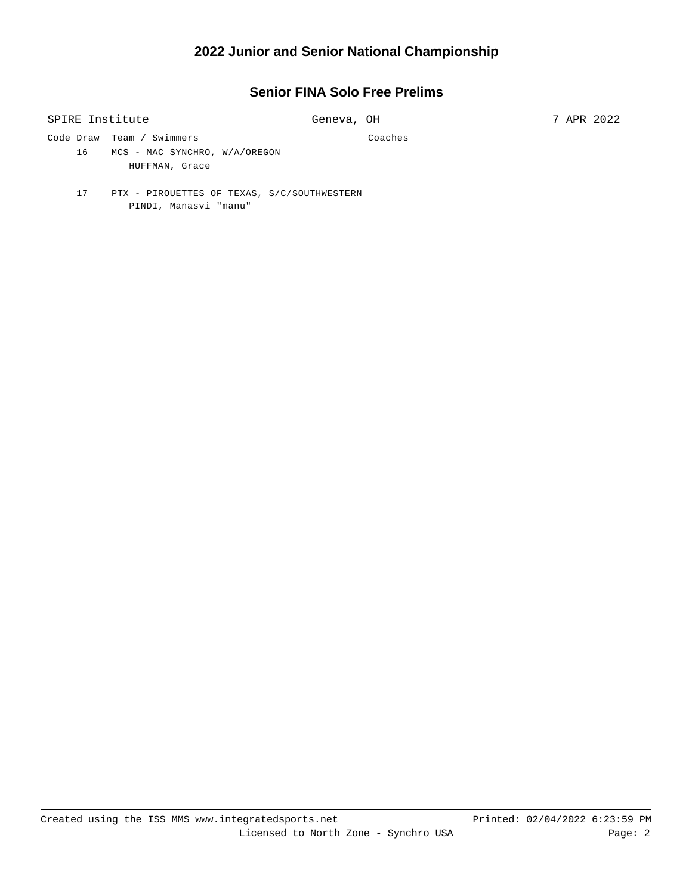# 2022 Junior and Senior National Championship

## Senior FINA Solo Free Prelims

SPIRE Institute — Geneva, OH — 7 APR 2022

| Code | Draw | Team / Swimmers | Coaches |
|---|---|---|---|
| | 16 | MCS - MAC SYNCHRO, W/A/OREGON<br>HUFFMAN, Grace | |
| | 17 | PTX - PIROUETTES OF TEXAS, S/C/SOUTHWESTERN<br>PINDI, Manasvi "manu" | |

Created using the ISS MMS www.integratedsports.net — Printed: 02/04/2022 6:23:59 PM

Licensed to North Zone - Synchro USA